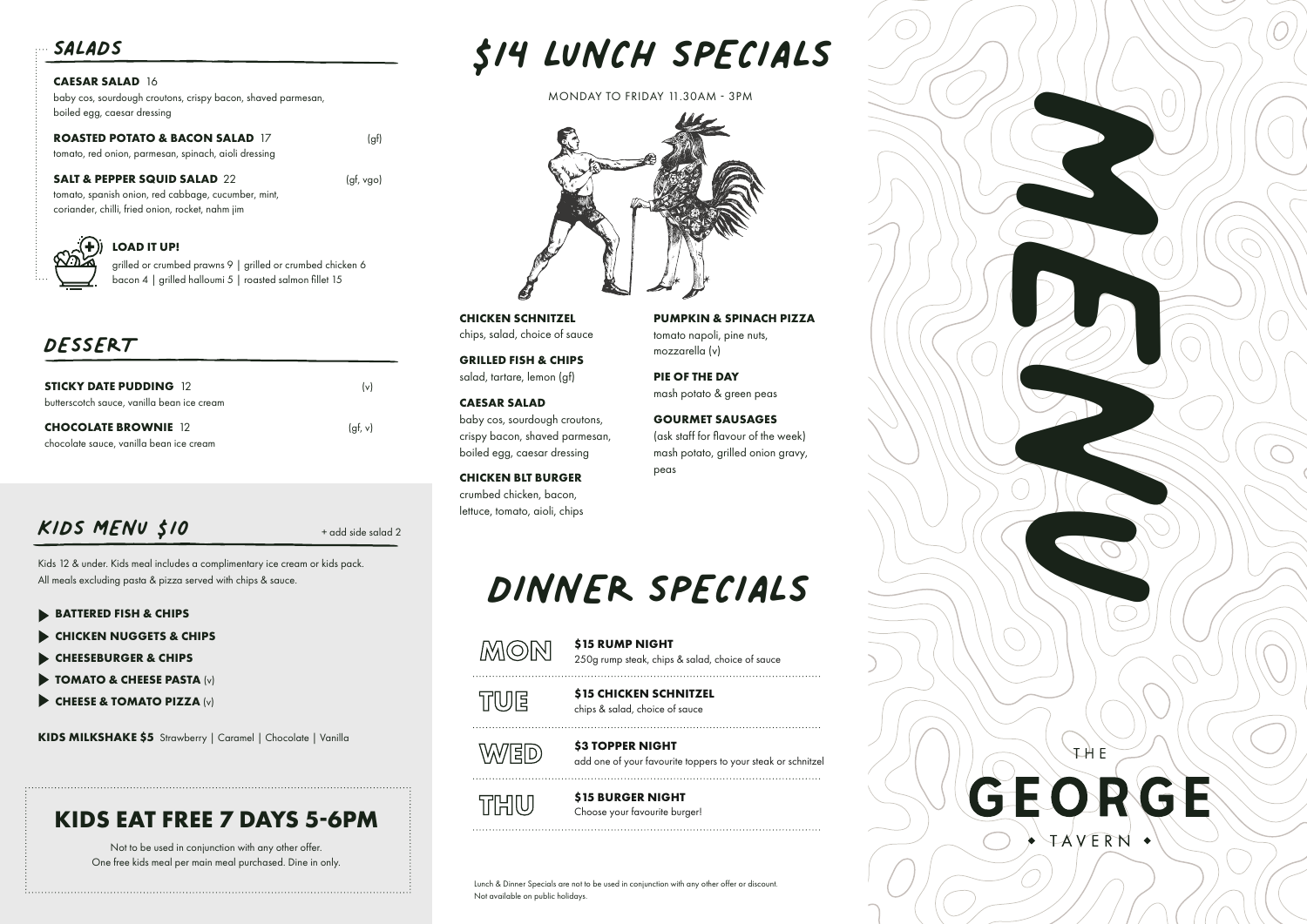## SALADS

**CAESAR SALAD** 16
baby cos, sourdough croutons, crispy bacon, shaved parmesan, boiled egg, caesar dressing

**ROASTED POTATO & BACON SALAD** 17 (gf)
tomato, red onion, parmesan, spinach, aioli dressing

**SALT & PEPPER SQUID SALAD** 22 (gf, vgo)
tomato, spanish onion, red cabbage, cucumber, mint, coriander, chilli, fried onion, rocket, nahm jim

**LOAD IT UP!**
grilled or crumbed prawns 9 | grilled or crumbed chicken 6
bacon 4 | grilled halloumi 5 | roasted salmon fillet 15

## DESSERT

**STICKY DATE PUDDING** 12 (v)
butterscotch sauce, vanilla bean ice cream

**CHOCOLATE BROWNIE** 12 (gf, v)
chocolate sauce, vanilla bean ice cream

## KIDS MENU $10

+ add side salad 2

Kids 12 & under. Kids meal includes a complimentary ice cream or kids pack.
All meals excluding pasta & pizza served with chips & sauce.

- **BATTERED FISH & CHIPS**
- **CHICKEN NUGGETS & CHIPS**
- **CHEESEBURGER & CHIPS**
- **TOMATO & CHEESE PASTA** (v)
- **CHEESE & TOMATO PIZZA** (v)

**KIDS MILKSHAKE $5** Strawberry | Caramel | Chocolate | Vanilla

## KIDS EAT FREE 7 DAYS 5-6PM

Not to be used in conjunction with any other offer.
One free kids meal per main meal purchased. Dine in only.

# $14 LUNCH SPECIALS

MONDAY TO FRIDAY 11.30AM - 3PM

**CHICKEN SCHNITZEL**
chips, salad, choice of sauce

**GRILLED FISH & CHIPS**
salad, tartare, lemon (gf)

**CAESAR SALAD**
baby cos, sourdough croutons, crispy bacon, shaved parmesan, boiled egg, caesar dressing

**CHICKEN BLT BURGER**
crumbed chicken, bacon, lettuce, tomato, aioli, chips

**PUMPKIN & SPINACH PIZZA**
tomato napoli, pine nuts, mozzarella (v)

**PIE OF THE DAY**
mash potato & green peas

**GOURMET SAUSAGES**
(ask staff for flavour of the week) mash potato, grilled onion gravy, peas

# DINNER SPECIALS

**MON** — **$15 RUMP NIGHT**
250g rump steak, chips & salad, choice of sauce

**TUE** — **$15 CHICKEN SCHNITZEL**
chips & salad, choice of sauce

**WED** — **$3 TOPPER NIGHT**
add one of your favourite toppers to your steak or schnitzel

**THU** — **$15 BURGER NIGHT**
Choose your favourite burger!

Lunch & Dinner Specials are not to be used in conjunction with any other offer or discount.
Not available on public holidays.

# MENU

THE
GEORGE
TAVERN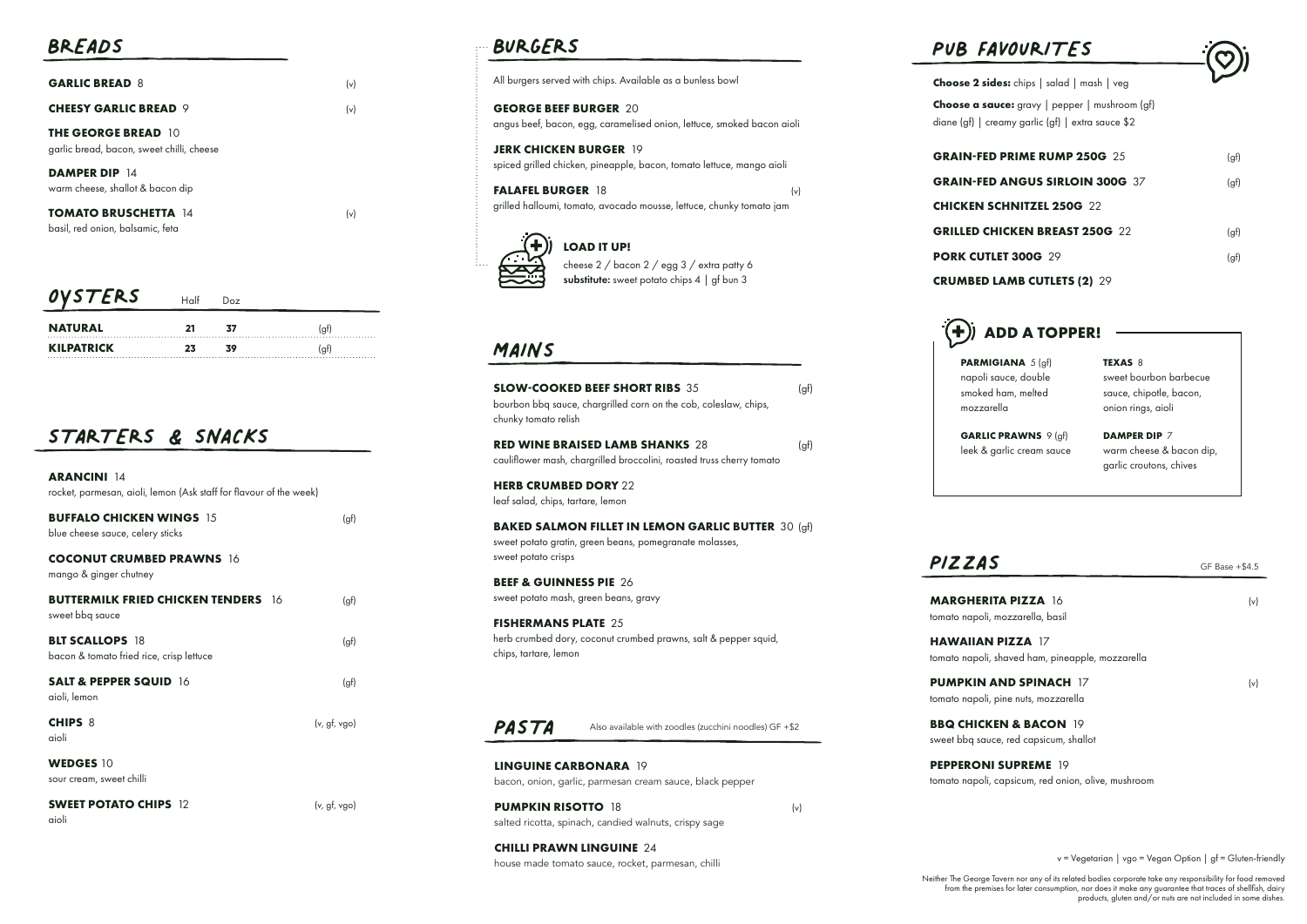## BREADS

**GARLIC BREAD** 8 (v)

**CHEESY GARLIC BREAD** 9 (v)

**THE GEORGE BREAD** 10
garlic bread, bacon, sweet chilli, cheese

**DAMPER DIP** 14
warm cheese, shallot & bacon dip

**TOMATO BRUSCHETTA** 14 (v)
basil, red onion, balsamic, feta

## OYSTERS

| | Half | Doz | |
|---|---|---|---|
| **NATURAL** | 21 | 37 | (gf) |
| **KILPATRICK** | 23 | 39 | (gf) |

## STARTERS & SNACKS

**ARANCINI** 14
rocket, parmesan, aioli, lemon (Ask staff for flavour of the week)

**BUFFALO CHICKEN WINGS** 15 (gf)
blue cheese sauce, celery sticks

**COCONUT CRUMBED PRAWNS** 16
mango & ginger chutney

**BUTTERMILK FRIED CHICKEN TENDERS** 16 (gf)
sweet bbq sauce

**BLT SCALLOPS** 18 (gf)
bacon & tomato fried rice, crisp lettuce

**SALT & PEPPER SQUID** 16 (gf)
aioli, lemon

**CHIPS** 8 (v, gf, vgo)
aioli

**WEDGES** 10
sour cream, sweet chilli

**SWEET POTATO CHIPS** 12 (v, gf, vgo)
aioli

## BURGERS

All burgers served with chips. Available as a bunless bowl

**GEORGE BEEF BURGER** 20
angus beef, bacon, egg, caramelised onion, lettuce, smoked bacon aioli

**JERK CHICKEN BURGER** 19
spiced grilled chicken, pineapple, bacon, tomato lettuce, mango aioli

**FALAFEL BURGER** 18 (v)
grilled halloumi, tomato, avocado mousse, lettuce, chunky tomato jam

**LOAD IT UP!**
cheese 2 / bacon 2 / egg 3 / extra patty 6
**substitute:** sweet potato chips 4 | gf bun 3

## MAINS

**SLOW-COOKED BEEF SHORT RIBS** 35 (gf)
bourbon bbq sauce, chargrilled corn on the cob, coleslaw, chips, chunky tomato relish

**RED WINE BRAISED LAMB SHANKS** 28 (gf)
cauliflower mash, chargrilled broccolini, roasted truss cherry tomato

**HERB CRUMBED DORY** 22
leaf salad, chips, tartare, lemon

**BAKED SALMON FILLET IN LEMON GARLIC BUTTER** 30 (gf)
sweet potato gratin, green beans, pomegranate molasses, sweet potato crisps

**BEEF & GUINNESS PIE** 26
sweet potato mash, green beans, gravy

**FISHERMANS PLATE** 25
herb crumbed dory, coconut crumbed prawns, salt & pepper squid, chips, tartare, lemon

## PASTA

Also available with zoodles (zucchini noodles) GF +$2

**LINGUINE CARBONARA** 19
bacon, onion, garlic, parmesan cream sauce, black pepper

**PUMPKIN RISOTTO** 18 (v)
salted ricotta, spinach, candied walnuts, crispy sage

**CHILLI PRAWN LINGUINE** 24
house made tomato sauce, rocket, parmesan, chilli

## PUB FAVOURITES

**Choose 2 sides:** chips | salad | mash | veg

**Choose a sauce:** gravy | pepper | mushroom (gf)
diane (gf) | creamy garlic (gf) | extra sauce $2

**GRAIN-FED PRIME RUMP 250G** 25 (gf)

**GRAIN-FED ANGUS SIRLOIN 300G** 37 (gf)

**CHICKEN SCHNITZEL 250G** 22

**GRILLED CHICKEN BREAST 250G** 22 (gf)

**PORK CUTLET 300G** 29 (gf)

**CRUMBED LAMB CUTLETS (2)** 29

### ADD A TOPPER!

**PARMIGIANA** 5 (gf)
napoli sauce, double smoked ham, melted mozzarella

**TEXAS** 8
sweet bourbon barbecue sauce, chipotle, bacon, onion rings, aioli

**GARLIC PRAWNS** 9 (gf)
leek & garlic cream sauce

**DAMPER DIP** 7
warm cheese & bacon dip, garlic croutons, chives

## PIZZAS

GF Base +$4.5

**MARGHERITA PIZZA** 16 (v)
tomato napoli, mozzarella, basil

**HAWAIIAN PIZZA** 17
tomato napoli, shaved ham, pineapple, mozzarella

**PUMPKIN AND SPINACH** 17 (v)
tomato napoli, pine nuts, mozzarella

**BBQ CHICKEN & BACON** 19
sweet bbq sauce, red capsicum, shallot

**PEPPERONI SUPREME** 19
tomato napoli, capsicum, red onion, olive, mushroom

v = Vegetarian | vgo = Vegan Option | gf = Gluten-friendly

Neither The George Tavern nor any of its related bodies corporate take any responsibility for food removed from the premises for later consumption, nor does it make any guarantee that traces of shellfish, dairy products, gluten and/or nuts are not included in some dishes.